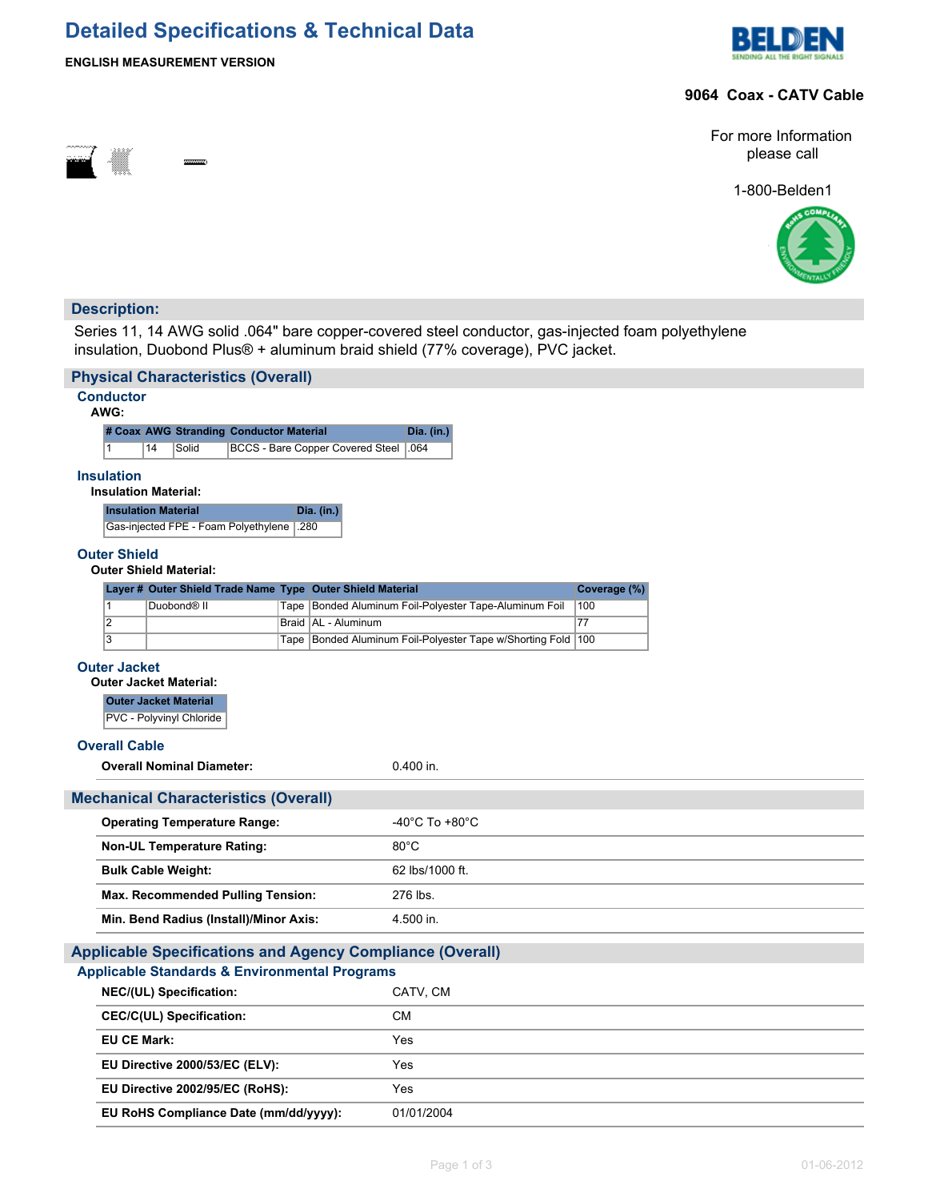# Detailed Specifications & Technical Data

**ENGLISH MEASUREMENT VERSION**

**9064 Coax - CATV Cable**

For more Information please call

1-800-Belden1

## Description:

Series 11, 14 AWG solid .064" bare copper-covered steel conductor, gas-injected foam polyethylene insulation, Duobond Plus® + aluminum braid shield (77% coverage), PVC jacket.

## Physical Characteristics (Overall)

### Conductor

**AWG:**

| # Coax | AWG | Stranding | Conductor Material | Dia. (in.) |
|---|---|---|---|---|
| 1 | 14 | Solid | BCCS - Bare Copper Covered Steel | .064 |

### Insulation

**Insulation Material:**

| Insulation Material | Dia. (in.) |
|---|---|
| Gas-injected FPE - Foam Polyethylene | .280 |

### Outer Shield

**Outer Shield Material:**

| Layer # | Outer Shield Trade Name | Type | Outer Shield Material | Coverage (%) |
|---|---|---|---|---|
| 1 | Duobond® II | Tape | Bonded Aluminum Foil-Polyester Tape-Aluminum Foil | 100 |
| 2 | | Braid | AL - Aluminum | 77 |
| 3 | | Tape | Bonded Aluminum Foil-Polyester Tape w/Shorting Fold | 100 |

### Outer Jacket

**Outer Jacket Material:**

| Outer Jacket Material |
|---|
| PVC - Polyvinyl Chloride |

### Overall Cable

| | |
|---|---|
| **Overall Nominal Diameter:** | 0.400 in. |

## Mechanical Characteristics (Overall)

| | |
|---|---|
| **Operating Temperature Range:** | -40°C To +80°C |
| **Non-UL Temperature Rating:** | 80°C |
| **Bulk Cable Weight:** | 62 lbs/1000 ft. |
| **Max. Recommended Pulling Tension:** | 276 lbs. |
| **Min. Bend Radius (Install)/Minor Axis:** | 4.500 in. |

## Applicable Specifications and Agency Compliance (Overall)

### Applicable Standards & Environmental Programs

| | |
|---|---|
| **NEC/(UL) Specification:** | CATV, CM |
| **CEC/C(UL) Specification:** | CM |
| **EU CE Mark:** | Yes |
| **EU Directive 2000/53/EC (ELV):** | Yes |
| **EU Directive 2002/95/EC (RoHS):** | Yes |
| **EU RoHS Compliance Date (mm/dd/yyyy):** | 01/01/2004 |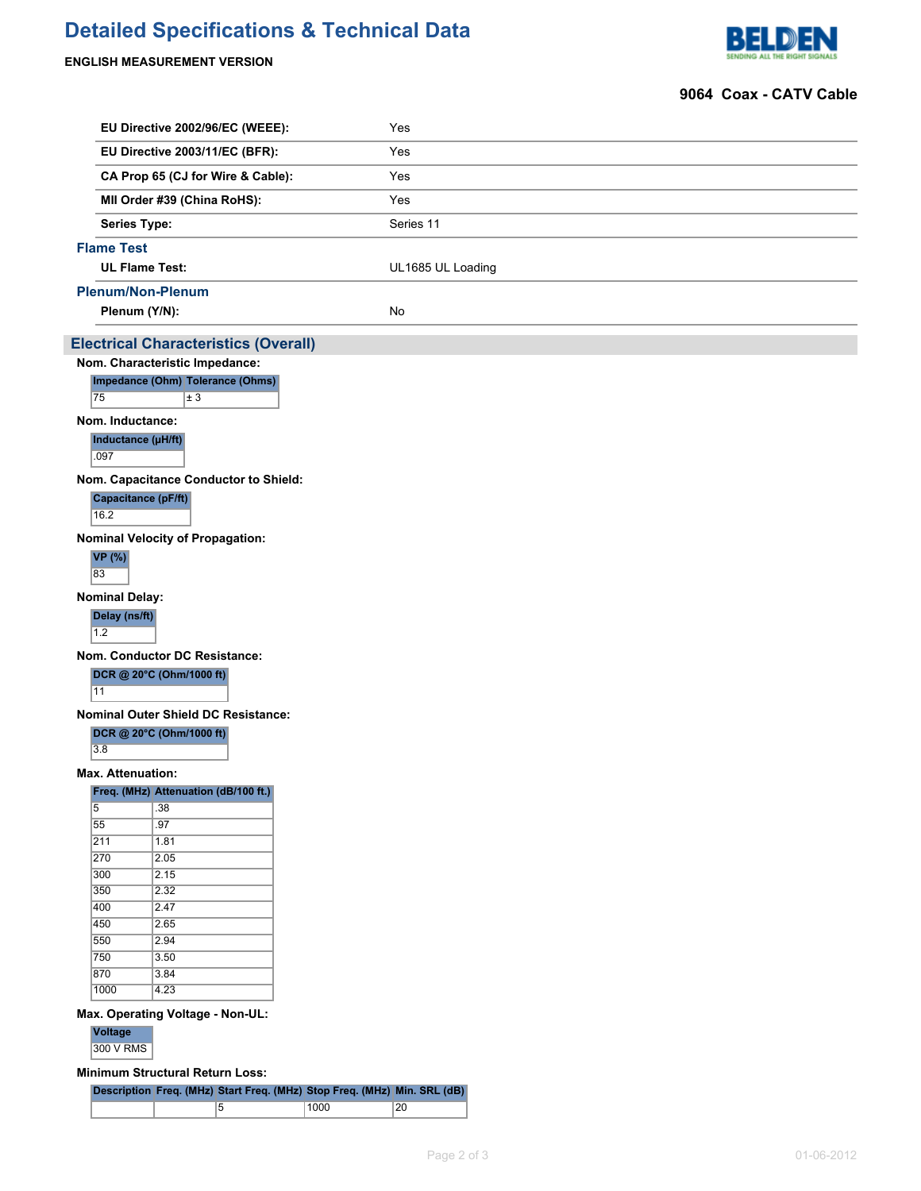# Detailed Specifications & Technical Data

**ENGLISH MEASUREMENT VERSION**

**9064 Coax - CATV Cable**

| | |
|---|---|
| **EU Directive 2002/96/EC (WEEE):** | Yes |
| **EU Directive 2003/11/EC (BFR):** | Yes |
| **CA Prop 65 (CJ for Wire & Cable):** | Yes |
| **MII Order #39 (China RoHS):** | Yes |
| **Series Type:** | Series 11 |

### Flame Test

| | |
|---|---|
| **UL Flame Test:** | UL1685 UL Loading |

### Plenum/Non-Plenum

| | |
|---|---|
| **Plenum (Y/N):** | No |

## Electrical Characteristics (Overall)

**Nom. Characteristic Impedance:**

| Impedance (Ohm) | Tolerance (Ohms) |
|---|---|
| 75 | ± 3 |

**Nom. Inductance:**

| Inductance (µH/ft) |
|---|
| .097 |

**Nom. Capacitance Conductor to Shield:**

| Capacitance (pF/ft) |
|---|
| 16.2 |

**Nominal Velocity of Propagation:**

| VP (%) |
|---|
| 83 |

**Nominal Delay:**

| Delay (ns/ft) |
|---|
| 1.2 |

**Nom. Conductor DC Resistance:**

| DCR @ 20°C (Ohm/1000 ft) |
|---|
| 11 |

**Nominal Outer Shield DC Resistance:**

| DCR @ 20°C (Ohm/1000 ft) |
|---|
| 3.8 |

**Max. Attenuation:**

| Freq. (MHz) | Attenuation (dB/100 ft.) |
|---|---|
| 5 | .38 |
| 55 | .97 |
| 211 | 1.81 |
| 270 | 2.05 |
| 300 | 2.15 |
| 350 | 2.32 |
| 400 | 2.47 |
| 450 | 2.65 |
| 550 | 2.94 |
| 750 | 3.50 |
| 870 | 3.84 |
| 1000 | 4.23 |

**Max. Operating Voltage - Non-UL:**

| Voltage |
|---|
| 300 V RMS |

**Minimum Structural Return Loss:**

| Description | Freq. (MHz) | Start Freq. (MHz) | Stop Freq. (MHz) | Min. SRL (dB) |
|---|---|---|---|---|
| | | 5 | 1000 | 20 |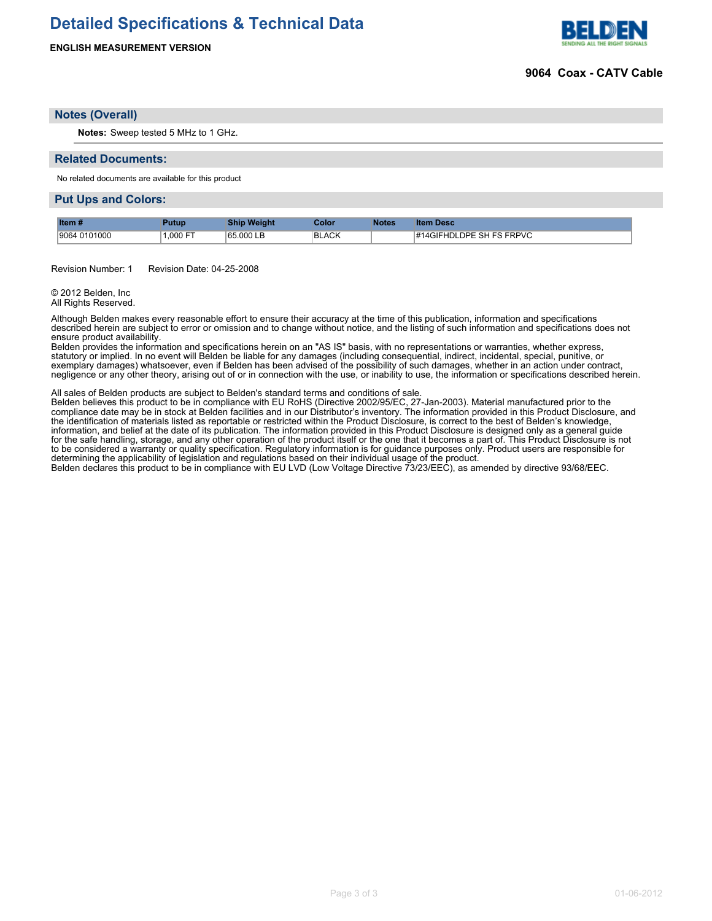# Detailed Specifications & Technical Data

**ENGLISH MEASUREMENT VERSION**

**9064 Coax - CATV Cable**

## Notes (Overall)

**Notes:** Sweep tested 5 MHz to 1 GHz.

## Related Documents:

No related documents are available for this product

## Put Ups and Colors:

| Item # | Putup | Ship Weight | Color | Notes | Item Desc |
|---|---|---|---|---|---|
| 9064 0101000 | 1,000 FT | 65.000 LB | BLACK | | #14GIFHDLDPE SH FS FRPVC |

Revision Number: 1 Revision Date: 04-25-2008

© 2012 Belden, Inc
All Rights Reserved.

Although Belden makes every reasonable effort to ensure their accuracy at the time of this publication, information and specifications described herein are subject to error or omission and to change without notice, and the listing of such information and specifications does not ensure product availability.
Belden provides the information and specifications herein on an "AS IS" basis, with no representations or warranties, whether express, statutory or implied. In no event will Belden be liable for any damages (including consequential, indirect, incidental, special, punitive, or exemplary damages) whatsoever, even if Belden has been advised of the possibility of such damages, whether in an action under contract, negligence or any other theory, arising out of or in connection with the use, or inability to use, the information or specifications described herein.

All sales of Belden products are subject to Belden's standard terms and conditions of sale.
Belden believes this product to be in compliance with EU RoHS (Directive 2002/95/EC, 27-Jan-2003). Material manufactured prior to the compliance date may be in stock at Belden facilities and in our Distributor's inventory. The information provided in this Product Disclosure, and the identification of materials listed as reportable or restricted within the Product Disclosure, is correct to the best of Belden's knowledge, information, and belief at the date of its publication. The information provided in this Product Disclosure is designed only as a general guide for the safe handling, storage, and any other operation of the product itself or the one that it becomes a part of. This Product Disclosure is not to be considered a warranty or quality specification. Regulatory information is for guidance purposes only. Product users are responsible for determining the applicability of legislation and regulations based on their individual usage of the product.
Belden declares this product to be in compliance with EU LVD (Low Voltage Directive 73/23/EEC), as amended by directive 93/68/EEC.